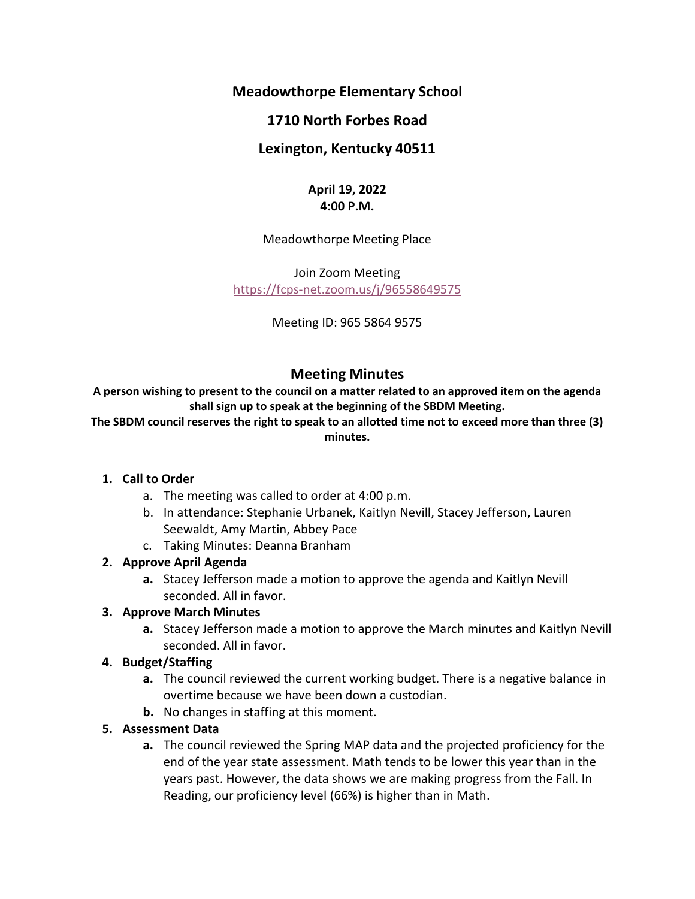# Meadowthorpe Elementary School

## 1710 North Forbes Road

## Lexington, Kentucky 40511

**April 19, 2022**
**4:00 P.M.**

Meadowthorpe Meeting Place

Join Zoom Meeting
https://fcps-net.zoom.us/j/96558649575

Meeting ID: 965 5864 9575

## Meeting Minutes

**A person wishing to present to the council on a matter related to an approved item on the agenda shall sign up to speak at the beginning of the SBDM Meeting.**
**The SBDM council reserves the right to speak to an allotted time not to exceed more than three (3) minutes.**

1. **Call to Order**
   a. The meeting was called to order at 4:00 p.m.
   b. In attendance: Stephanie Urbanek, Kaitlyn Nevill, Stacey Jefferson, Lauren Seewaldt, Amy Martin, Abbey Pace
   c. Taking Minutes: Deanna Branham
2. **Approve April Agenda**
   **a.** Stacey Jefferson made a motion to approve the agenda and Kaitlyn Nevill seconded. All in favor.
3. **Approve March Minutes**
   **a.** Stacey Jefferson made a motion to approve the March minutes and Kaitlyn Nevill seconded. All in favor.
4. **Budget/Staffing**
   **a.** The council reviewed the current working budget. There is a negative balance in overtime because we have been down a custodian.
   **b.** No changes in staffing at this moment.
5. **Assessment Data**
   **a.** The council reviewed the Spring MAP data and the projected proficiency for the end of the year state assessment. Math tends to be lower this year than in the years past. However, the data shows we are making progress from the Fall. In Reading, our proficiency level (66%) is higher than in Math.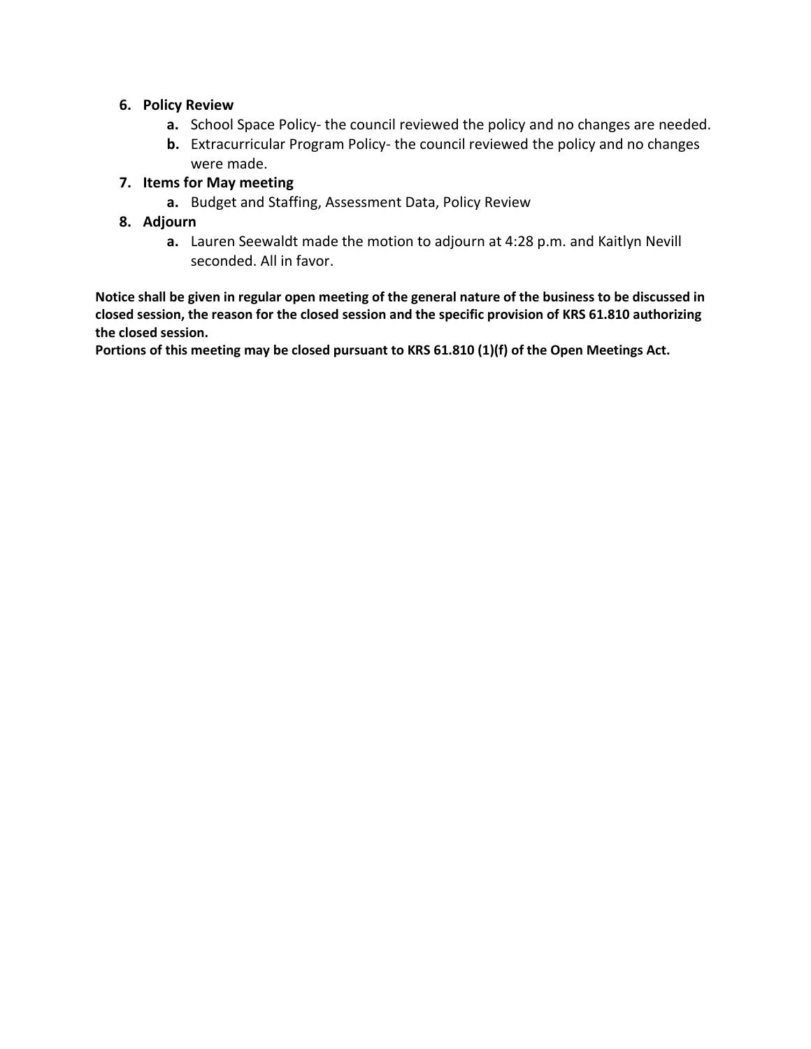6. **Policy Review**
    a. School Space Policy- the council reviewed the policy and no changes are needed.
    b. Extracurricular Program Policy- the council reviewed the policy and no changes were made.
7. **Items for May meeting**
    a. Budget and Staffing, Assessment Data, Policy Review
8. **Adjourn**
    a. Lauren Seewaldt made the motion to adjourn at 4:28 p.m. and Kaitlyn Nevill seconded. All in favor.

**Notice shall be given in regular open meeting of the general nature of the business to be discussed in closed session, the reason for the closed session and the specific provision of KRS 61.810 authorizing the closed session.**
**Portions of this meeting may be closed pursuant to KRS 61.810 (1)(f) of the Open Meetings Act.**